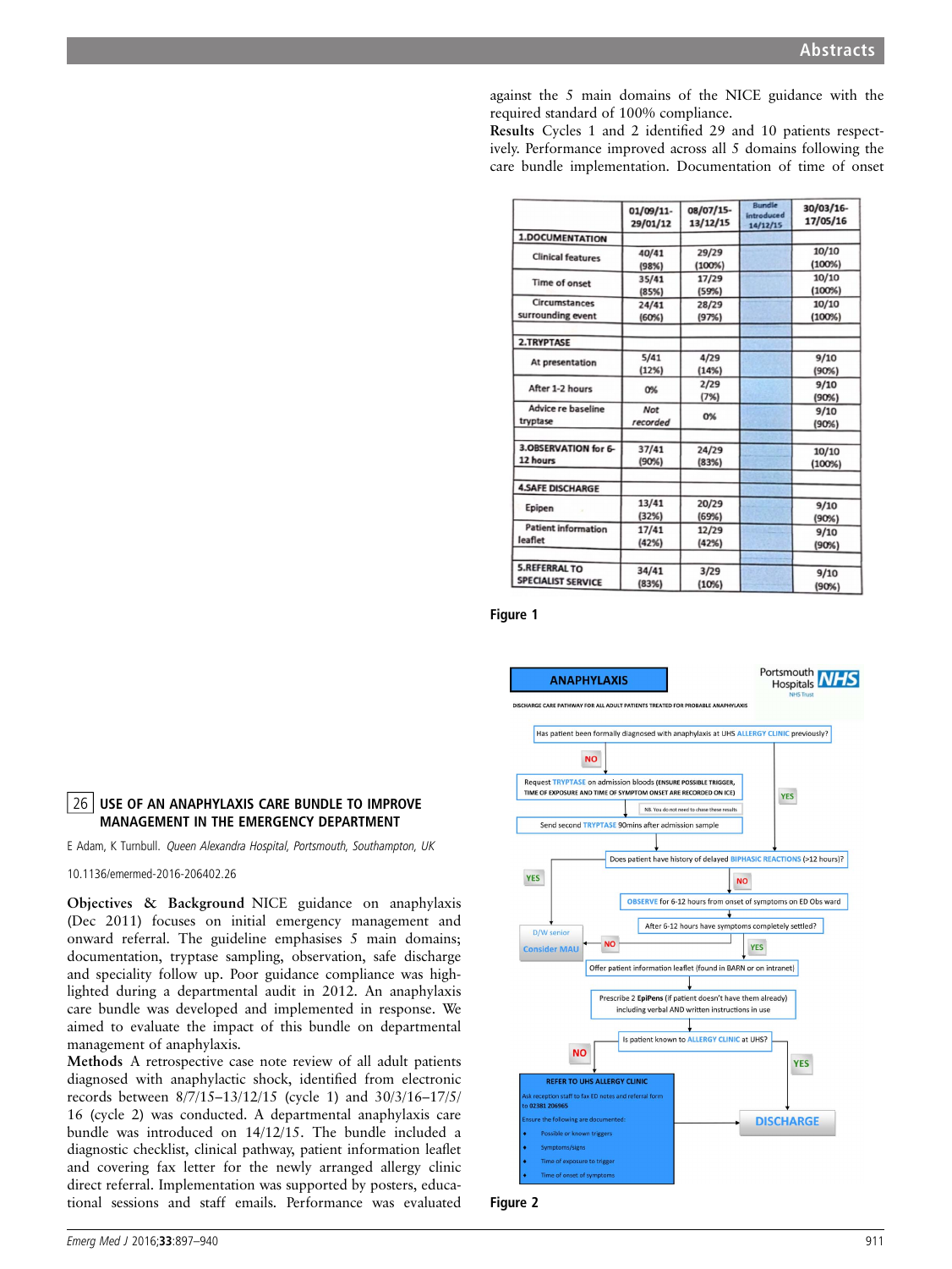## 26 USE OF AN ANAPHYLAXIS CARE BUNDLE TO IMPROVE MANAGEMENT IN THE EMERGENCY DEPARTMENT

E Adam, K Turnbull. *Queen Alexandra Hospital, Portsmouth, Southampton, UK*

10.1136/emermed-2016-206402.26

**Objectives & Background** NICE guidance on anaphylaxis (Dec 2011) focuses on initial emergency management and onward referral. The guideline emphasises 5 main domains; documentation, tryptase sampling, observation, safe discharge and speciality follow up. Poor guidance compliance was highlighted during a departmental audit in 2012. An anaphylaxis care bundle was developed and implemented in response. We aimed to evaluate the impact of this bundle on departmental management of anaphylaxis.

**Methods** A retrospective case note review of all adult patients diagnosed with anaphylactic shock, identified from electronic records between 8/7/15–13/12/15 (cycle 1) and 30/3/16–17/5/16 (cycle 2) was conducted. A departmental anaphylaxis care bundle was introduced on 14/12/15. The bundle included a diagnostic checklist, clinical pathway, patient information leaflet and covering fax letter for the newly arranged allergy clinic direct referral. Implementation was supported by posters, educational sessions and staff emails. Performance was evaluated against the 5 main domains of the NICE guidance with the required standard of 100% compliance.

**Results** Cycles 1 and 2 identified 29 and 10 patients respectively. Performance improved across all 5 domains following the care bundle implementation. Documentation of time of onset

| | 01/09/11-29/01/12 | 08/07/15-13/12/15 | Bundle introduced 14/12/15 | 30/03/16-17/05/16 |
|---|---|---|---|---|
| **1.DOCUMENTATION** | | | | |
| Clinical features | 40/41 (98%) | 29/29 (100%) | | 10/10 (100%) |
| Time of onset | 35/41 (85%) | 17/29 (59%) | | 10/10 (100%) |
| Circumstances surrounding event | 24/41 (60%) | 28/29 (97%) | | 10/10 (100%) |
| **2.TRYPTASE** | | | | |
| At presentation | 5/41 (12%) | 4/29 (14%) | | 9/10 (90%) |
| After 1-2 hours | 0% | 2/29 (7%) | | 9/10 (90%) |
| Advice re baseline tryptase | *Not recorded* | 0% | | 9/10 (90%) |
| **3.OBSERVATION for 6-12 hours** | 37/41 (90%) | 24/29 (83%) | | 10/10 (100%) |
| **4.SAFE DISCHARGE** | | | | |
| Epipen | 13/41 (32%) | 20/29 (69%) | | 9/10 (90%) |
| Patient information leaflet | 17/41 (42%) | 12/29 (42%) | | 9/10 (90%) |
| **5.REFERRAL TO SPECIALIST SERVICE** | 34/41 (83%) | 3/29 (10%) | | 9/10 (90%) |

Figure 1

**ANAPHYLAXIS** — Portsmouth Hospitals NHS Trust

DISCHARGE CARE PATHWAY FOR ALL ADULT PATIENTS TREATED FOR PROBABLE ANAPHYLAXIS

- Has patient been formally diagnosed with anaphylaxis at UHS ALLERGY CLINIC previously?
  - YES → DISCHARGE (via "Is patient known to ALLERGY CLINIC at UHS?")
  - NO → Request TRYPTASE on admission bloods (ENSURE POSSIBLE TRIGGER, TIME OF EXPOSURE AND TIME OF SYMPTOM ONSET ARE RECORDED ON ICE)
    - NB. You do not need to chase these results
    - Send second TRYPTASE 90mins after admission sample
- Does patient have history of delayed BIPHASIC REACTIONS (>12 hours)?
  - YES → D/W senior, Consider MAU
  - NO → OBSERVE for 6-12 hours from onset of symptoms on ED Obs ward
- After 6-12 hours have symptoms completely settled?
  - NO → D/W senior, Consider MAU
  - YES → Offer patient information leaflet (found in BARN or on intranet)
- Prescribe 2 EpiPens (if patient doesn't have them already) including verbal AND written instructions in use
- Is patient known to ALLERGY CLINIC at UHS?
  - YES → DISCHARGE
  - NO → REFER TO UHS ALLERGY CLINIC → DISCHARGE
    - Ask reception staff to fax ED notes and referral form to 02381 206965
    - Ensure the following are documented:
      - Possible or known triggers
      - Symptoms/signs
      - Time of exposure to trigger
      - Time of onset of symptoms

Figure 2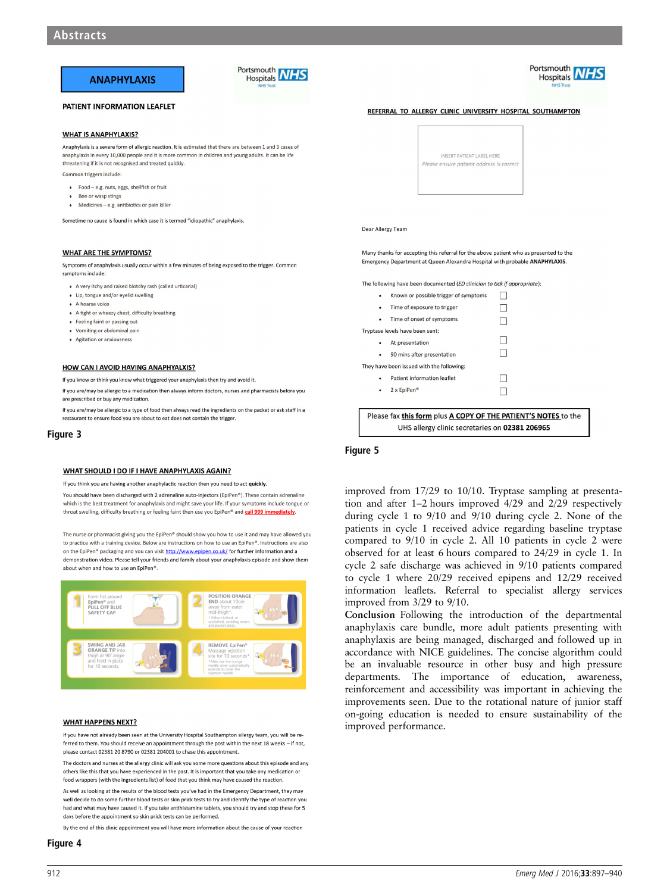## ANAPHYLAXIS

Portsmouth Hospitals NHS Trust

### PATIENT INFORMATION LEAFLET

#### WHAT IS ANAPHYLAXIS?

Anaphylaxis is a severe form of allergic reaction. It is estimated that there are between 1 and 3 cases of anaphylaxis in every 10,000 people and it is more common in children and young adults. It can be life threatening if it is not recognised and treated quickly.

Common triggers include:

- Food – e.g. nuts, eggs, shellfish or fruit
- Bee or wasp stings
- Medicines – e.g. antibiotics or pain killer

Sometime no cause is found in which case it is termed "idiopathic" anaphylaxis.

#### WHAT ARE THE SYMPTOMS?

Symptoms of anaphylaxis usually occur within a few minutes of being exposed to the trigger. Common symptoms include:

- A very itchy and raised blotchy rash (called urticarial)
- Lip, tongue and/or eyelid swelling
- A hoarse voice
- A tight or wheezy chest, difficulty breathing
- Feeling faint or passing out
- Vomiting or abdominal pain
- Agitation or anxiousness

#### HOW CAN I AVOID HAVING ANAPHYLAXIS?

If you know or think you know what triggered your anaphylaxis then try and avoid it.

If you are/may be allergic to a medication then always inform doctors, nurses and pharmacists before you are prescribed or buy any medication.

If you are/may be allergic to a type of food then always read the ingredients on the packet or ask staff in a restaurant to ensure food you are about to eat does not contain the trigger.

**Figure 3**

#### WHAT SHOULD I DO IF I HAVE ANAPHYLAXIS AGAIN?

If you think you are having another anaphylactic reaction then you need to act **quickly**.

You should have been discharged with 2 adrenaline auto-injectors (EpiPen®). These contain adrenaline which is the best treatment for anaphylaxis and might save your life. If your symptoms include tongue or throat swelling, difficulty breathing or feeling faint then use you EpiPen® and **call 999 immediately**.

The nurse or pharmacist giving you the EpiPen® should show you how to use it and may have allowed you to practice with a training device. Below are instructions on how to use an EpiPen®. Instructions are also on the EpiPen® packaging and you can visit http://www.epipen.co.uk/ for further information and a demonstration video. Please tell your friends and family about your anaphylaxis episode and show them about when and how to use an EpiPen®.

1. Form fist around EpiPen® and PULL OFF BLUE SAFETY CAP
2. POSITION ORANGE END about 10cm away from outer mid-thigh* (* Either clothed, or unclothed, avoiding seams and pocket areas)
3. SWING AND JAB ORANGE TIP into thigh at 90° angle and hold in place for 10 seconds.
4. REMOVE EpiPen® Massage injection site for 10 seconds* (*After use the orange needle cover automatically extends to cover the injection needle)

#### WHAT HAPPENS NEXT?

If you have not already been seen at the University Hospital Southampton allergy team, you will be referred to them. You should receive an appointment through the post within the next 18 weeks – if not, please contact 02381 20 8790 or 02381 204001 to chase this appointment.

The doctors and nurses at the allergy clinic will ask you some more questions about this episode and any others like this that you have experienced in the past. It is important that you take any medication or food wrappers (with the ingredients list) of food that you think may have caused the reaction.

As well as looking at the results of the blood tests you've had in the Emergency Department, they may well decide to do some further blood tests or skin prick tests to try and identify the type of reaction you had and what may have caused it. If you take antihistamine tablets, you should try and stop these for 5 days before the appointment so skin prick tests can be performed.

By the end of this clinic appointment you will have more information about the cause of your reaction

**Figure 4**

Portsmouth Hospitals NHS Trust

**REFERRAL TO ALLERGY CLINIC UNIVERSITY HOSPITAL SOUTHAMPTON**

INSERT PATIENT LABEL HERE
*Please ensure patient address is correct*

Dear Allergy Team

Many thanks for accepting this referral for the above patient who as presented to the Emergency Department at Queen Alexandra Hospital with probable **ANAPHYLAXIS**.

The following have been documented (*ED clinician to tick if appropriate*):

- Known or possible trigger of symptoms ☐
- Time of exposure to trigger ☐
- Time of onset of symptoms ☐

Tryptase levels have been sent:

- At presentation ☐
- 90 mins after presentation ☐

They have been issued with the following:

- Patient information leaflet ☐
- 2 x EpiPen® ☐

Please fax **this form** plus **A COPY OF THE PATIENT'S NOTES** to the UHS allergy clinic secretaries on **02381 206965**

**Figure 5**

improved from 17/29 to 10/10. Tryptase sampling at presentation and after 1–2 hours improved 4/29 and 2/29 respectively during cycle 1 to 9/10 and 9/10 during cycle 2. None of the patients in cycle 1 received advice regarding baseline tryptase compared to 9/10 in cycle 2. All 10 patients in cycle 2 were observed for at least 6 hours compared to 24/29 in cycle 1. In cycle 2 safe discharge was achieved in 9/10 patients compared to cycle 1 where 20/29 received epipens and 12/29 received information leaflets. Referral to specialist allergy services improved from 3/29 to 9/10.

**Conclusion** Following the introduction of the departmental anaphylaxis care bundle, more adult patients presenting with anaphylaxis are being managed, discharged and followed up in accordance with NICE guidelines. The concise algorithm could be an invaluable resource in other busy and high pressure departments. The importance of education, awareness, reinforcement and accessibility was important in achieving the improvements seen. Due to the rotational nature of junior staff on-going education is needed to ensure sustainability of the improved performance.